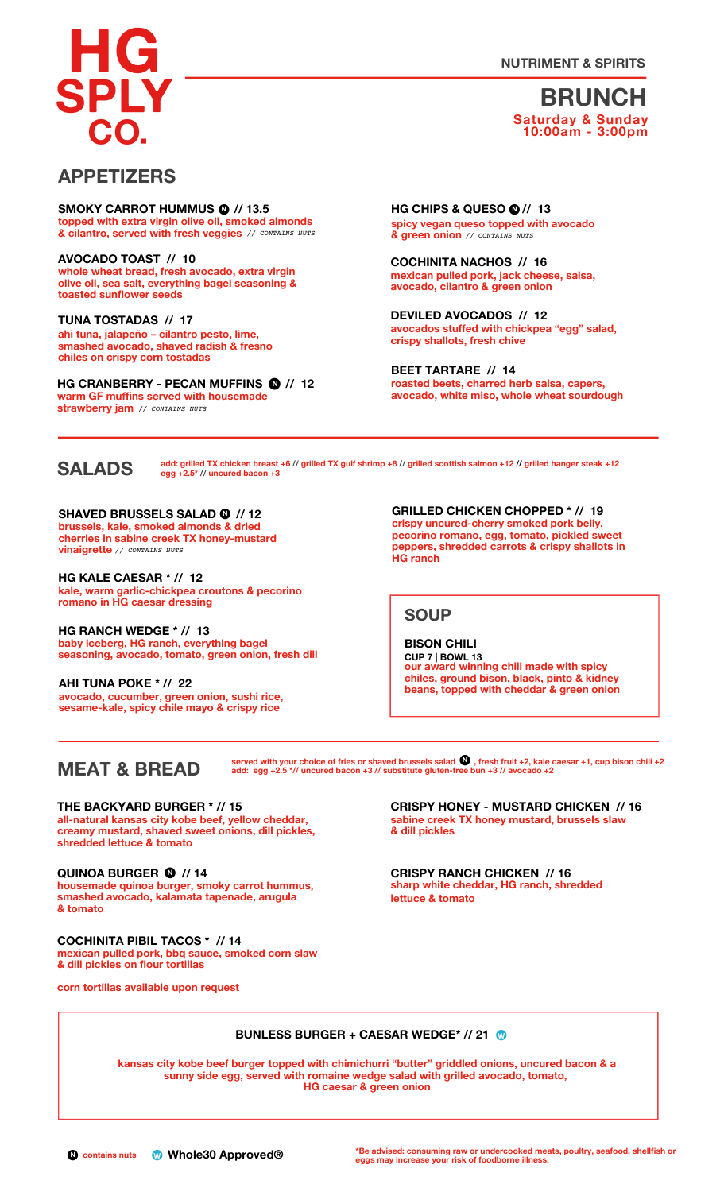# HG SPLY CO.

NUTRIMENT & SPIRITS

## BRUNCH

**Saturday & Sunday**
**10:00am - 3:00pm**

## APPETIZERS

**SMOKY CARROT HUMMUS (N) // 13.5**
topped with extra virgin olive oil, smoked almonds & cilantro, served with fresh veggies *// CONTAINS NUTS*

**AVOCADO TOAST // 10**
whole wheat bread, fresh avocado, extra virgin olive oil, sea salt, everything bagel seasoning & toasted sunflower seeds

**TUNA TOSTADAS // 17**
ahi tuna, jalapeño – cilantro pesto, lime, smashed avocado, shaved radish & fresno chiles on crispy corn tostadas

**HG CRANBERRY - PECAN MUFFINS (N) // 12**
warm GF muffins served with housemade strawberry jam *// CONTAINS NUTS*

**HG CHIPS & QUESO (N) // 13**
spicy vegan queso topped with avocado & green onion *// CONTAINS NUTS*

**COCHINITA NACHOS // 16**
mexican pulled pork, jack cheese, salsa, avocado, cilantro & green onion

**DEVILED AVOCADOS // 12**
avocados stuffed with chickpea "egg" salad, crispy shallots, fresh chive

**BEET TARTARE // 14**
roasted beets, charred herb salsa, capers, avocado, white miso, whole wheat sourdough

## SALADS

add: grilled TX chicken breast +6 // grilled TX gulf shrimp +8 // grilled scottish salmon +12 // grilled hanger steak +12
egg +2.5* // uncured bacon +3

**SHAVED BRUSSELS SALAD (N) // 12**
brussels, kale, smoked almonds & dried cherries in sabine creek TX honey-mustard vinaigrette *// CONTAINS NUTS*

**HG KALE CAESAR * // 12**
kale, warm garlic-chickpea croutons & pecorino romano in HG caesar dressing

**HG RANCH WEDGE * // 13**
baby iceberg, HG ranch, everything bagel seasoning, avocado, tomato, green onion, fresh dill

**AHI TUNA POKE * // 22**
avocado, cucumber, green onion, sushi rice, sesame-kale, spicy chile mayo & crispy rice

**GRILLED CHICKEN CHOPPED * // 19**
crispy uncured-cherry smoked pork belly, pecorino romano, egg, tomato, pickled sweet peppers, shredded carrots & crispy shallots in HG ranch

## SOUP

**BISON CHILI**
**CUP 7 | BOWL 13**
our award winning chili made with spicy chiles, ground bison, black, pinto & kidney beans, topped with cheddar & green onion

## MEAT & BREAD

served with your choice of fries or shaved brussels salad (N), fresh fruit +2, kale caesar +1, cup bison chili +2
add: egg +2.5 *// uncured bacon +3 // substitute gluten-free bun +3 // avocado +2

**THE BACKYARD BURGER * // 15**
all-natural kansas city kobe beef, yellow cheddar, creamy mustard, shaved sweet onions, dill pickles, shredded lettuce & tomato

**QUINOA BURGER (N) // 14**
housemade quinoa burger, smoky carrot hummus, smashed avocado, kalamata tapenade, arugula & tomato

**COCHINITA PIBIL TACOS * // 14**
mexican pulled pork, bbq sauce, smoked corn slaw & dill pickles on flour tortillas

corn tortillas available upon request

**CRISPY HONEY - MUSTARD CHICKEN // 16**
sabine creek TX honey mustard, brussels slaw & dill pickles

**CRISPY RANCH CHICKEN // 16**
sharp white cheddar, HG ranch, shredded lettuce & tomato

**BUNLESS BURGER + CAESAR WEDGE* // 21 (W)**
kansas city kobe beef burger topped with chimichurri "butter" griddled onions, uncured bacon & a sunny side egg, served with romaine wedge salad with grilled avocado, tomato, HG caesar & green onion

(N) contains nuts (W) Whole30 Approved®

*Be advised: consuming raw or undercooked meats, poultry, seafood, shellfish or eggs may increase your risk of foodborne illness.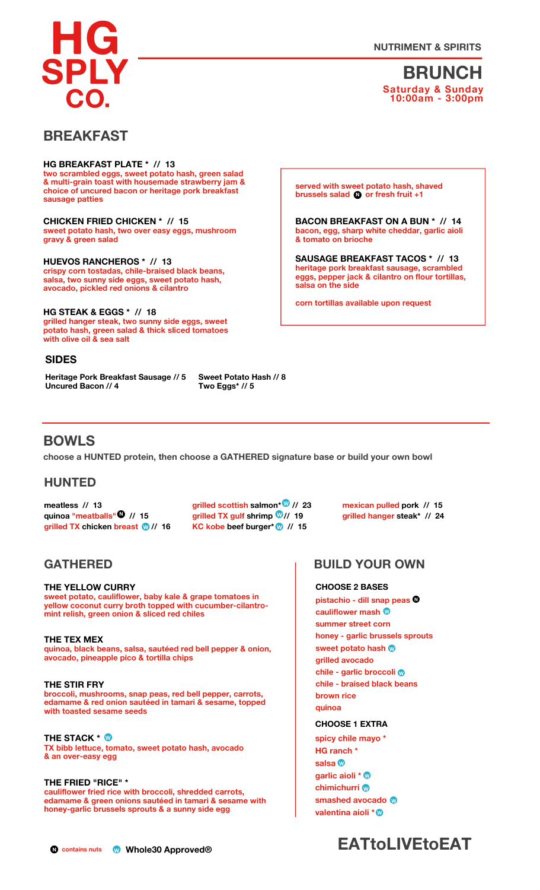# HG SPLY CO.

NUTRIMENT & SPIRITS

## BRUNCH

Saturday & Sunday
10:00am - 3:00pm

## BREAKFAST

**HG BREAKFAST PLATE * // 13**
two scrambled eggs, sweet potato hash, green salad & multi-grain toast with housemade strawberry jam & choice of uncured bacon or heritage pork breakfast sausage patties

**CHICKEN FRIED CHICKEN * // 15**
sweet potato hash, two over easy eggs, mushroom gravy & green salad

**HUEVOS RANCHEROS * // 13**
crispy corn tostadas, chile-braised black beans, salsa, two sunny side eggs, sweet potato hash, avocado, pickled red onions & cilantro

**HG STEAK & EGGS * // 18**
grilled hanger steak, two sunny side eggs, sweet potato hash, green salad & thick sliced tomatoes with olive oil & sea salt

served with sweet potato hash, shaved brussels salad (N) or fresh fruit +1

**BACON BREAKFAST ON A BUN * // 14**
bacon, egg, sharp white cheddar, garlic aioli & tomato on brioche

**SAUSAGE BREAKFAST TACOS * // 13**
heritage pork breakfast sausage, scrambled eggs, pepper jack & cilantro on flour tortillas, salsa on the side

corn tortillas available upon request

### SIDES

Heritage Pork Breakfast Sausage // 5
Uncured Bacon // 4
Sweet Potato Hash // 8
Two Eggs* // 5

## BOWLS

choose a **HUNTED** protein, then choose a **GATHERED** signature base or build your own bowl

### HUNTED

meatless // 13
quinoa "meatballs" (N) // 15
grilled TX chicken breast (W) // 16
grilled scottish salmon* (W) // 23
grilled TX gulf shrimp (W) // 19
KC kobe beef burger* (W) // 15
mexican pulled pork // 15
grilled hanger steak* // 24

### GATHERED

**THE YELLOW CURRY**
sweet potato, cauliflower, baby kale & grape tomatoes in yellow coconut curry broth topped with cucumber-cilantro-mint relish, green onion & sliced red chiles

**THE TEX MEX**
quinoa, black beans, salsa, sautéed red bell pepper & onion, avocado, pineapple pico & tortilla chips

**THE STIR FRY**
broccoli, mushrooms, snap peas, red bell pepper, carrots, edamame & red onion sautéed in tamari & sesame, topped with toasted sesame seeds

**THE STACK * (W)**
TX bibb lettuce, tomato, sweet potato hash, avocado & an over-easy egg

**THE FRIED "RICE" ***
cauliflower fried rice with broccoli, shredded carrots, edamame & green onions sautéed in tamari & sesame with honey-garlic brussels sprouts & a sunny side egg

### BUILD YOUR OWN

**CHOOSE 2 BASES**

pistachio - dill snap peas (N)
cauliflower mash (W)
summer street corn
honey - garlic brussels sprouts
sweet potato hash (W)
grilled avocado
chile - garlic broccoli (W)
chile - braised black beans
brown rice
quinoa

**CHOOSE 1 EXTRA**

spicy chile mayo *
HG ranch *
salsa (W)
garlic aioli * (W)
chimichurri (W)
smashed avocado (W)
valentina aioli * (W)

(N) contains nuts (W) Whole30 Approved®

**EATtoLIVEtoEAT**